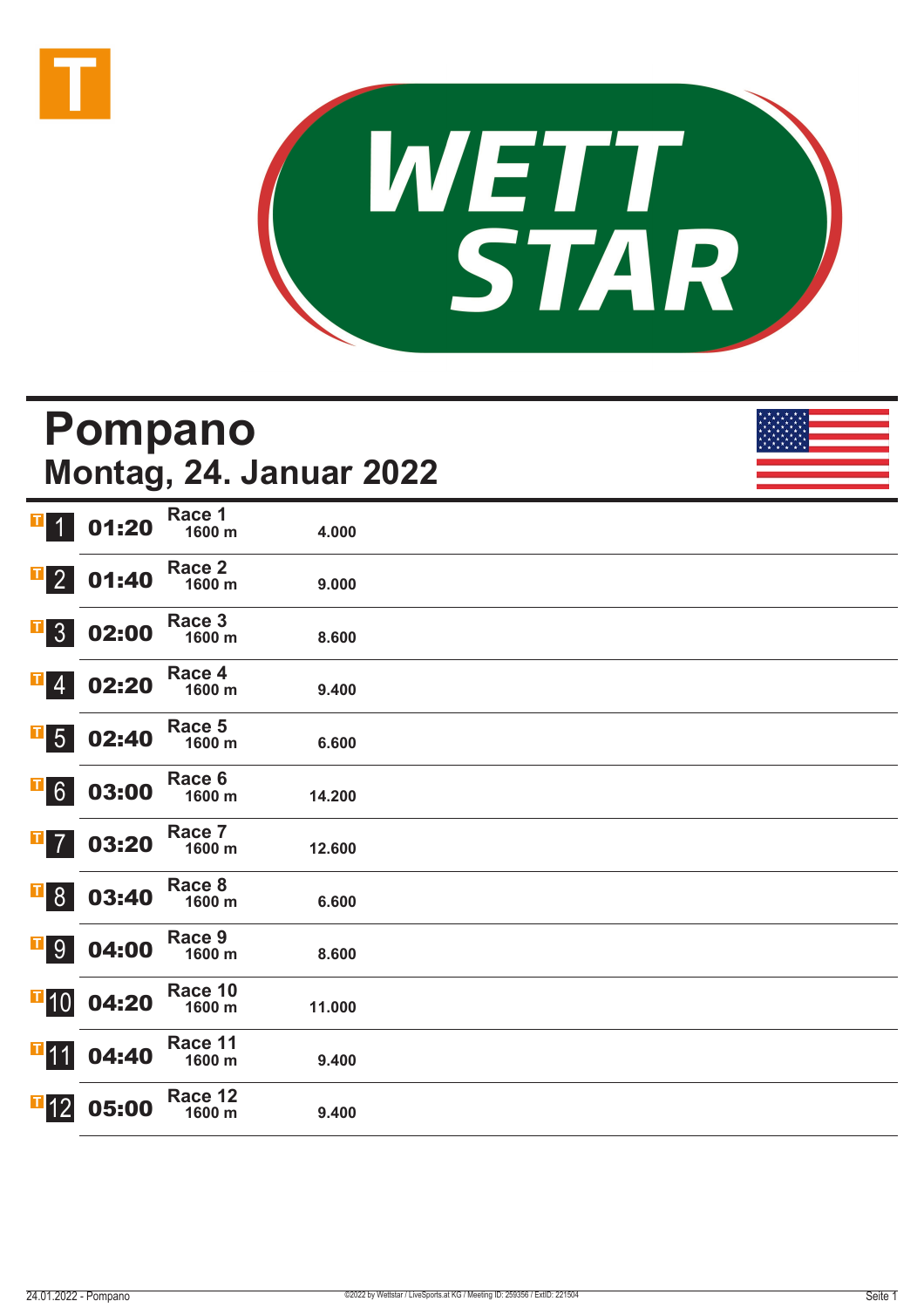# Pompano

## Montag, 24. Januar 2022

| Nr. | Zeit | Rennen | Distanz | Preisgeld |
|---|---|---|---|---|
| 1 | 01:20 | Race 1 | 1600 m | 4.000 |
| 2 | 01:40 | Race 2 | 1600 m | 9.000 |
| 3 | 02:00 | Race 3 | 1600 m | 8.600 |
| 4 | 02:20 | Race 4 | 1600 m | 9.400 |
| 5 | 02:40 | Race 5 | 1600 m | 6.600 |
| 6 | 03:00 | Race 6 | 1600 m | 14.200 |
| 7 | 03:20 | Race 7 | 1600 m | 12.600 |
| 8 | 03:40 | Race 8 | 1600 m | 6.600 |
| 9 | 04:00 | Race 9 | 1600 m | 8.600 |
| 10 | 04:20 | Race 10 | 1600 m | 11.000 |
| 11 | 04:40 | Race 11 | 1600 m | 9.400 |
| 12 | 05:00 | Race 12 | 1600 m | 9.400 |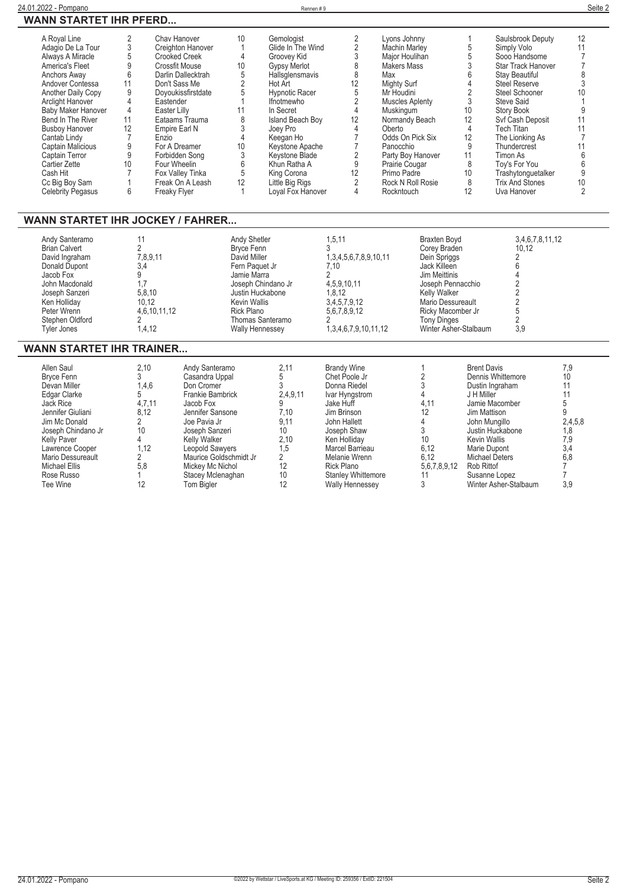## WANN STARTET IHR PFERD...

| Pferd | Rennen | Pferd | Rennen | Pferd | Rennen | Pferd | Rennen | Pferd | Rennen |
|---|---|---|---|---|---|---|---|---|---|
| A Royal Line | 2 | Chav Hanover | 10 | Gemologist | 2 | Lyons Johnny | 1 | Saulsbrook Deputy | 12 |
| Adagio De La Tour | 3 | Creighton Hanover | 1 | Glide In The Wind | 2 | Machin Marley | 5 | Simply Volo | 11 |
| Always A Miracle | 5 | Crooked Creek | 4 | Groovey Kid | 3 | Major Houlihan | 5 | Sooo Handsome | 7 |
| America's Fleet | 9 | Crossfit Mouse | 10 | Gypsy Merlot | 8 | Makers Mass | 3 | Star Track Hanover | 7 |
| Anchors Away | 6 | Darlin Dallecktrah | 5 | Hallsglensmavis | 8 | Max | 6 | Stay Beautiful | 8 |
| Andover Contessa | 11 | Don't Sass Me | 2 | Hot Art | 12 | Mighty Surf | 4 | Steel Reserve | 3 |
| Another Daily Copy | 9 | Doyoukissfirstdate | 5 | Hypnotic Racer | 5 | Mr Houdini | 2 | Steel Schooner | 10 |
| Arclight Hanover | 4 | Eastender | 1 | Ifnotmewho | 2 | Muscles Aplenty | 3 | Steve Said | 1 |
| Baby Maker Hanover | 4 | Easter Lilly | 11 | In Secret | 4 | Muskingum | 10 | Story Book | 9 |
| Bend In The River | 11 | Eataams Trauma | 8 | Island Beach Boy | 12 | Normandy Beach | 12 | Svf Cash Deposit | 11 |
| Busboy Hanover | 12 | Empire Earl N | 3 | Joey Pro | 4 | Oberto | 4 | Tech Titan | 11 |
| Cantab Lindy | 7 | Enzio | 4 | Keegan Ho | 7 | Odds On Pick Six | 12 | The Lionking As | 7 |
| Captain Malicious | 9 | For A Dreamer | 10 | Keystone Apache | 7 | Panocchio | 9 | Thundercrest | 11 |
| Captain Terror | 9 | Forbidden Song | 3 | Keystone Blade | 2 | Party Boy Hanover | 11 | Timon As | 6 |
| Cartier Zette | 10 | Four Wheelin | 6 | Khun Ratha A | 9 | Prairie Cougar | 8 | Toy's For You | 6 |
| Cash Hit | 7 | Fox Valley Tinka | 5 | King Corona | 12 | Primo Padre | 10 | Trashytonguetalker | 9 |
| Cc Big Boy Sam | 1 | Freak On A Leash | 12 | Little Big Rigs | 2 | Rock N Roll Rosie | 8 | Trix And Stones | 10 |
| Celebrity Pegasus | 6 | Freaky Flyer | 1 | Loyal Fox Hanover | 4 | Rockntouch | 12 | Uva Hanover | 2 |

## WANN STARTET IHR JOCKEY / FAHRER...

| Fahrer | Rennen | Fahrer | Rennen | Fahrer | Rennen |
|---|---|---|---|---|---|
| Andy Santeramo | 11 | Andy Shetler | 1,5,11 | Braxten Boyd | 3,4,6,7,8,11,12 |
| Brian Calvert | 2 | Bryce Fenn | 3 | Corey Braden | 10,12 |
| David Ingraham | 7,8,9,11 | David Miller | 1,3,4,5,6,7,8,9,10,11 | Dein Spriggs | 2 |
| Donald Dupont | 3,4 | Fern Paquet Jr | 7,10 | Jack Killeen | 6 |
| Jacob Fox | 9 | Jamie Marra | 2 | Jim Meittinis | 4 |
| John Macdonald | 1,7 | Joseph Chindano Jr | 4,5,9,10,11 | Joseph Pennacchio | 2 |
| Joseph Sanzeri | 5,8,10 | Justin Huckabone | 1,8,12 | Kelly Walker | 2 |
| Ken Holliday | 10,12 | Kevin Wallis | 3,4,5,7,9,12 | Mario Dessureault | 2 |
| Peter Wrenn | 4,6,10,11,12 | Rick Plano | 5,6,7,8,9,12 | Ricky Macomber Jr | 5 |
| Stephen Oldford | 2 | Thomas Santeramo | 2 | Tony Dinges | 2 |
| Tyler Jones | 1,4,12 | Wally Hennessey | 1,3,4,6,7,9,10,11,12 | Winter Asher-Stalbaum | 3,9 |

## WANN STARTET IHR TRAINER...

| Trainer | Rennen | Trainer | Rennen | Trainer | Rennen | Trainer | Rennen |
|---|---|---|---|---|---|---|---|
| Allen Saul | 2,10 | Andy Santeramo | 2,11 | Brandy Wine | 1 | Brent Davis | 7,9 |
| Bryce Fenn | 3 | Casandra Uppal | 5 | Chet Poole Jr | 2 | Dennis Whittemore | 10 |
| Devan Miller | 1,4,6 | Don Cromer | 3 | Donna Riedel | 3 | Dustin Ingraham | 11 |
| Edgar Clarke | 5 | Frankie Bambrick | 2,4,9,11 | Ivar Hyngstrom | 4 | J H Miller | 11 |
| Jack Rice | 4,7,11 | Jacob Fox | 9 | Jake Huff | 4,11 | Jamie Macomber | 5 |
| Jennifer Giuliani | 8,12 | Jennifer Sansone | 7,10 | Jim Brinson | 12 | Jim Mattison | 9 |
| Jim Mc Donald | 2 | Joe Pavia Jr | 9,11 | John Hallett | 4 | John Mungillo | 2,4,5,8 |
| Joseph Chindano Jr | 10 | Joseph Sanzeri | 10 | Joseph Shaw | 3 | Justin Huckabone | 1,8 |
| Kelly Paver | 4 | Kelly Walker | 2,10 | Ken Holliday | 10 | Kevin Wallis | 7,9 |
| Lawrence Cooper | 1,12 | Leopold Sawyers | 1,5 | Marcel Barrieau | 6,12 | Marie Dupont | 3,4 |
| Mario Dessureault | 2 | Maurice Goldschmidt Jr | 2 | Melanie Wrenn | 6,12 | Michael Deters | 6,8 |
| Michael Ellis | 5,8 | Mickey Mc Nichol | 12 | Rick Plano | 5,6,7,8,9,12 | Rob Rittof | 7 |
| Rose Russo | 1 | Stacey Mclenaghan | 10 | Stanley Whittemore | 11 | Susanne Lopez | 7 |
| Tee Wine | 12 | Tom Bigler | 12 | Wally Hennessey | 3 | Winter Asher-Stalbaum | 3,9 |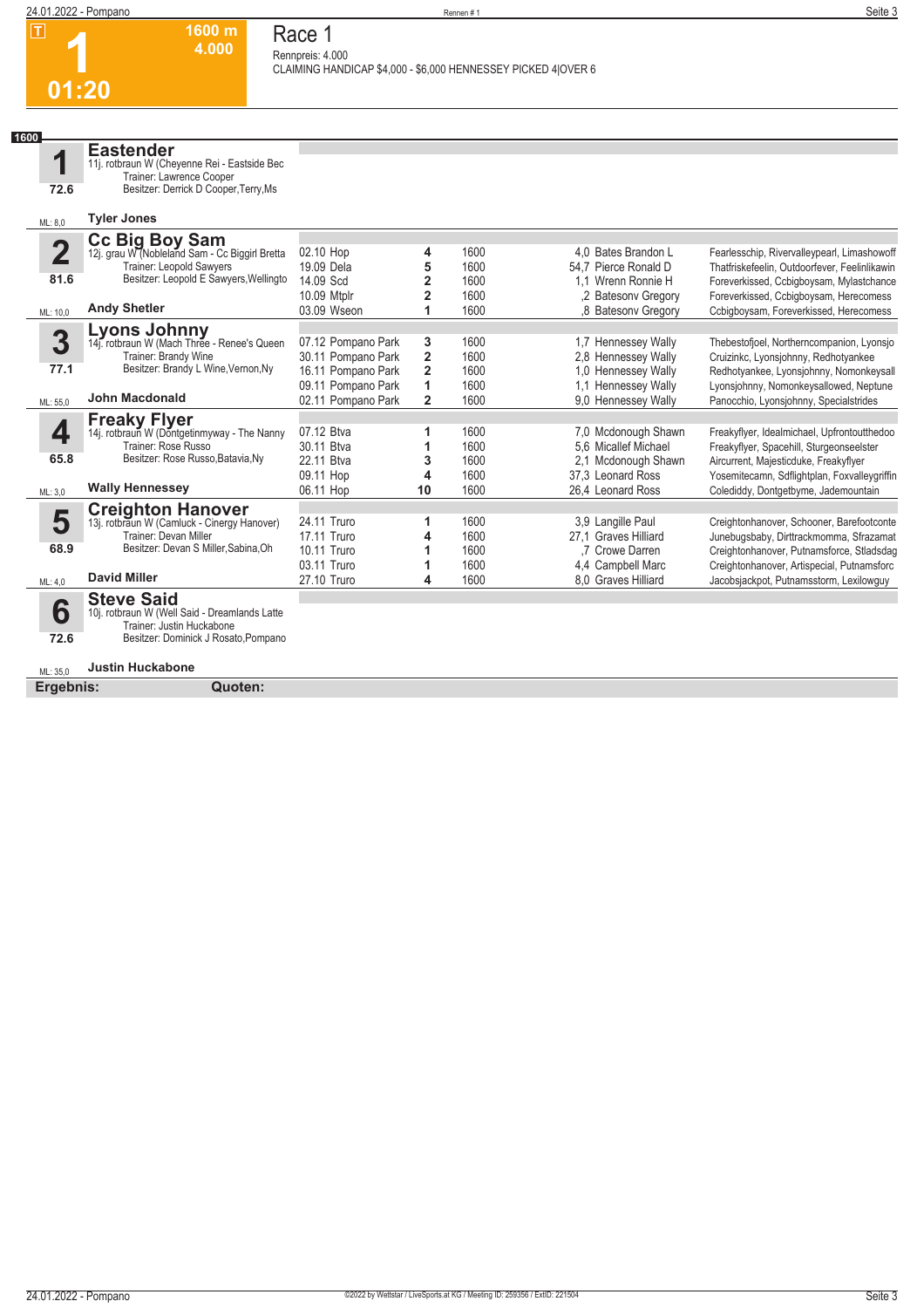# 1

**1600 m**
**4.000**

**01:20**

## Race 1

Rennpreis: 4.000

CLAIMING HANDICAP $4,000 - $6,000 HENNESSEY PICKED 4|OVER 6

**1600**

### 1 Eastender

11j. rotbraun W (Cheyenne Rei - Eastside Bec
Trainer: Lawrence Cooper
Besitzer: Derrick D Cooper,Terry,Ms

72.6

ML: 8,0 — **Tyler Jones**

### 2 Cc Big Boy Sam

12j. grau W (Nobleland Sam - Cc Biggirl Bretta
Trainer: Leopold Sawyers
Besitzer: Leopold E Sawyers,Wellingto

81.6

ML: 10,0 — **Andy Shetler**

| Datum | Platz | Distanz | Quote | Fahrer | Einlauf |
|---|---|---|---|---|---|
| 02.10 Hop | 4 | 1600 | 4,0 | Bates Brandon L | Fearlesschip, Rivervalleypearl, Limashowoff |
| 19.09 Dela | 5 | 1600 | 54,7 | Pierce Ronald D | Thatfriskefeelin, Outdoorfever, Feelinlikawin |
| 14.09 Scd | 2 | 1600 | 1,1 | Wrenn Ronnie H | Foreverkissed, Ccbigboysam, Mylastchance |
| 10.09 Mtplr | 2 | 1600 | ,2 | Batesonv Gregory | Foreverkissed, Ccbigboysam, Herecomess |
| 03.09 Wseon | 1 | 1600 | ,8 | Batesonv Gregory | Ccbigboysam, Foreverkissed, Herecomess |

### 3 Lyons Johnny

14j. rotbraun W (Mach Three - Renee's Queen
Trainer: Brandy Wine
Besitzer: Brandy L Wine,Vernon,Ny

77.1

ML: 55,0 — **John Macdonald**

| Datum | Platz | Distanz | Quote | Fahrer | Einlauf |
|---|---|---|---|---|---|
| 07.12 Pompano Park | 3 | 1600 | 1,7 | Hennessey Wally | Thebestofjoel, Northerncompanion, Lyonsjo |
| 30.11 Pompano Park | 2 | 1600 | 2,8 | Hennessey Wally | Cruizinkc, Lyonsjohnny, Redhotyankee |
| 16.11 Pompano Park | 2 | 1600 | 1,0 | Hennessey Wally | Redhotyankee, Lyonsjohnny, Nomonkeysall |
| 09.11 Pompano Park | 1 | 1600 | 1,1 | Hennessey Wally | Lyonsjohnny, Nomonkeysallowed, Neptune |
| 02.11 Pompano Park | 2 | 1600 | 9,0 | Hennessey Wally | Panocchio, Lyonsjohnny, Specialstrides |

### 4 Freaky Flyer

14j. rotbraun W (Dontgetinmyway - The Nanny
Trainer: Rose Russo
Besitzer: Rose Russo,Batavia,Ny

65.8

ML: 3,0 — **Wally Hennessey**

| Datum | Platz | Distanz | Quote | Fahrer | Einlauf |
|---|---|---|---|---|---|
| 07.12 Btva | 1 | 1600 | 7,0 | Mcdonough Shawn | Freakyflyer, Idealmichael, Upfrontoutthedoo |
| 30.11 Btva | 1 | 1600 | 5,6 | Micallef Michael | Freakyflyer, Spacehill, Sturgeonseelster |
| 22.11 Btva | 3 | 1600 | 2,1 | Mcdonough Shawn | Aircurrent, Majesticduke, Freakyflyer |
| 09.11 Hop | 4 | 1600 | 37,3 | Leonard Ross | Yosemitecamn, Sdflightplan, Foxvalleygriffin |
| 06.11 Hop | 10 | 1600 | 26,4 | Leonard Ross | Colediddy, Dontgetbyme, Jademountain |

### 5 Creighton Hanover

13j. rotbraun W (Camluck - Cinergy Hanover)
Trainer: Devan Miller
Besitzer: Devan S Miller,Sabina,Oh

68.9

ML: 4,0 — **David Miller**

| Datum | Platz | Distanz | Quote | Fahrer | Einlauf |
|---|---|---|---|---|---|
| 24.11 Truro | 1 | 1600 | 3,9 | Langille Paul | Creightonhanover, Schooner, Barefootconte |
| 17.11 Truro | 4 | 1600 | 27,1 | Graves Hilliard | Junebugsbaby, Dirttrackmomma, Sfrazamat |
| 10.11 Truro | 1 | 1600 | ,7 | Crowe Darren | Creightonhanover, Putnamsforce, Stladsdag |
| 03.11 Truro | 1 | 1600 | 4,4 | Campbell Marc | Creightonhanover, Artispecial, Putnamsforc |
| 27.10 Truro | 4 | 1600 | 8,0 | Graves Hilliard | Jacobsjackpot, Putnamsstorm, Lexilowguy |

### 6 Steve Said

10j. rotbraun W (Well Said - Dreamlands Latte
Trainer: Justin Huckabone
Besitzer: Dominick J Rosato,Pompano

72.6

ML: 35,0 — **Justin Huckabone**

**Ergebnis:** **Quoten:**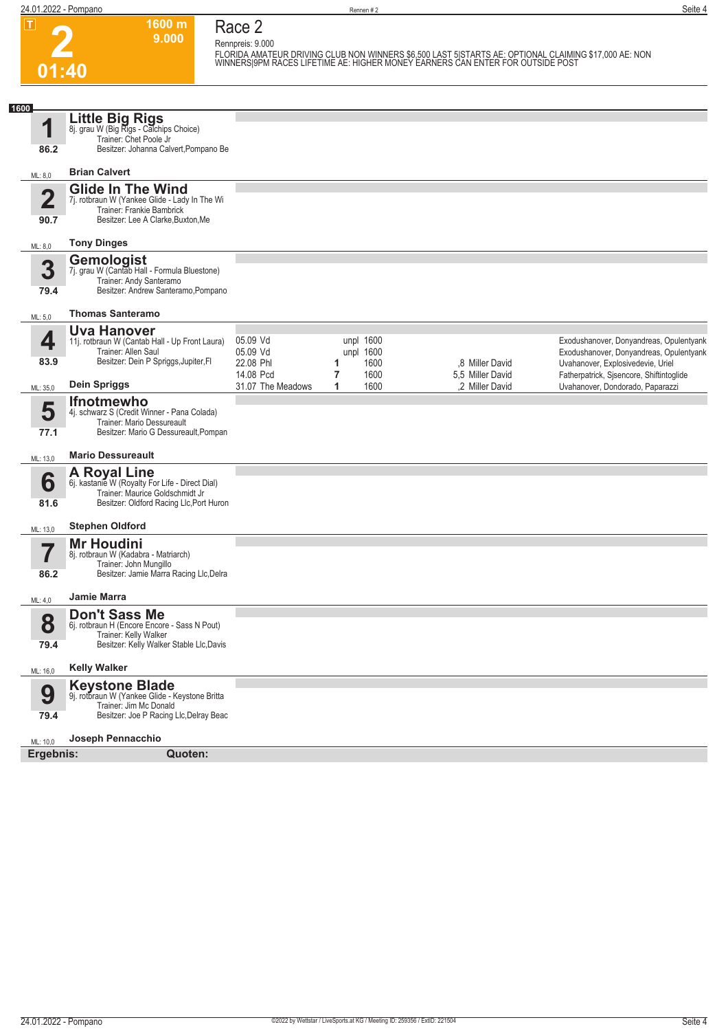# 2

**1600 m**
**9.000**
**01:40**

## Race 2

Rennpreis: 9.000

FLORIDA AMATEUR DRIVING CLUB NON WINNERS $6,500 LAST 5|STARTS AE: OPTIONAL CLAIMING $17,000 AE: NON WINNERS|9PM RACES LIFETIME AE: HIGHER MONEY EARNERS CAN ENTER FOR OUTSIDE POST

**1600**

### 1 Little Big Rigs
8j. grau W (Big Rigs - Calchips Choice)
Trainer: Chet Poole Jr
Besitzer: Johanna Calvert,Pompano Be
86.2
ML: 8,0
**Brian Calvert**

### 2 Glide In The Wind
7j. rotbraun W (Yankee Glide - Lady In The Wi
Trainer: Frankie Bambrick
Besitzer: Lee A Clarke,Buxton,Me
90.7
ML: 8,0
**Tony Dinges**

### 3 Gemologist
7j. grau W (Cantab Hall - Formula Bluestone)
Trainer: Andy Santeramo
Besitzer: Andrew Santeramo,Pompano
79.4
ML: 5,0
**Thomas Santeramo**

### 4 Uva Hanover
11j. rotbraun W (Cantab Hall - Up Front Laura)
Trainer: Allen Saul
Besitzer: Dein P Spriggs,Jupiter,Fl
83.9
ML: 35,0
**Dein Spriggs**

| Datum | Platz | Distanz | Quote / Fahrer | Einlauf |
|---|---|---|---|---|
| 05.09 Vd | unpl | 1600 | | Exodushanover, Donyandreas, Opulentyank |
| 05.09 Vd | unpl | 1600 | | Exodushanover, Donyandreas, Opulentyank |
| 22.08 Phl | 1 | 1600 | ,8 Miller David | Uvahanover, Explosivedevie, Uriel |
| 14.08 Pcd | 7 | 1600 | 5,5 Miller David | Fatherpatrick, Sjsencore, Shiftintoglide |
| 31.07 The Meadows | 1 | 1600 | ,2 Miller David | Uvahanover, Dondorado, Paparazzi |

### 5 Ifnotmewho
4j. schwarz S (Credit Winner - Pana Colada)
Trainer: Mario Dessureault
Besitzer: Mario G Dessureault,Pompan
77.1
ML: 13,0
**Mario Dessureault**

### 6 A Royal Line
6j. kastanie W (Royalty For Life - Direct Dial)
Trainer: Maurice Goldschmidt Jr
Besitzer: Oldford Racing Llc,Port Huron
81.6
ML: 13,0
**Stephen Oldford**

### 7 Mr Houdini
8j. rotbraun W (Kadabra - Matriarch)
Trainer: John Mungillo
Besitzer: Jamie Marra Racing Llc,Delra
86.2
ML: 4,0
**Jamie Marra**

### 8 Don't Sass Me
6j. rotbraun H (Encore Encore - Sass N Pout)
Trainer: Kelly Walker
Besitzer: Kelly Walker Stable Llc,Davis
79.4
ML: 16,0
**Kelly Walker**

### 9 Keystone Blade
9j. rotbraun W (Yankee Glide - Keystone Britta
Trainer: Jim Mc Donald
Besitzer: Joe P Racing Llc,Delray Beac
79.4
ML: 10,0
**Joseph Pennacchio**

**Ergebnis:** **Quoten:**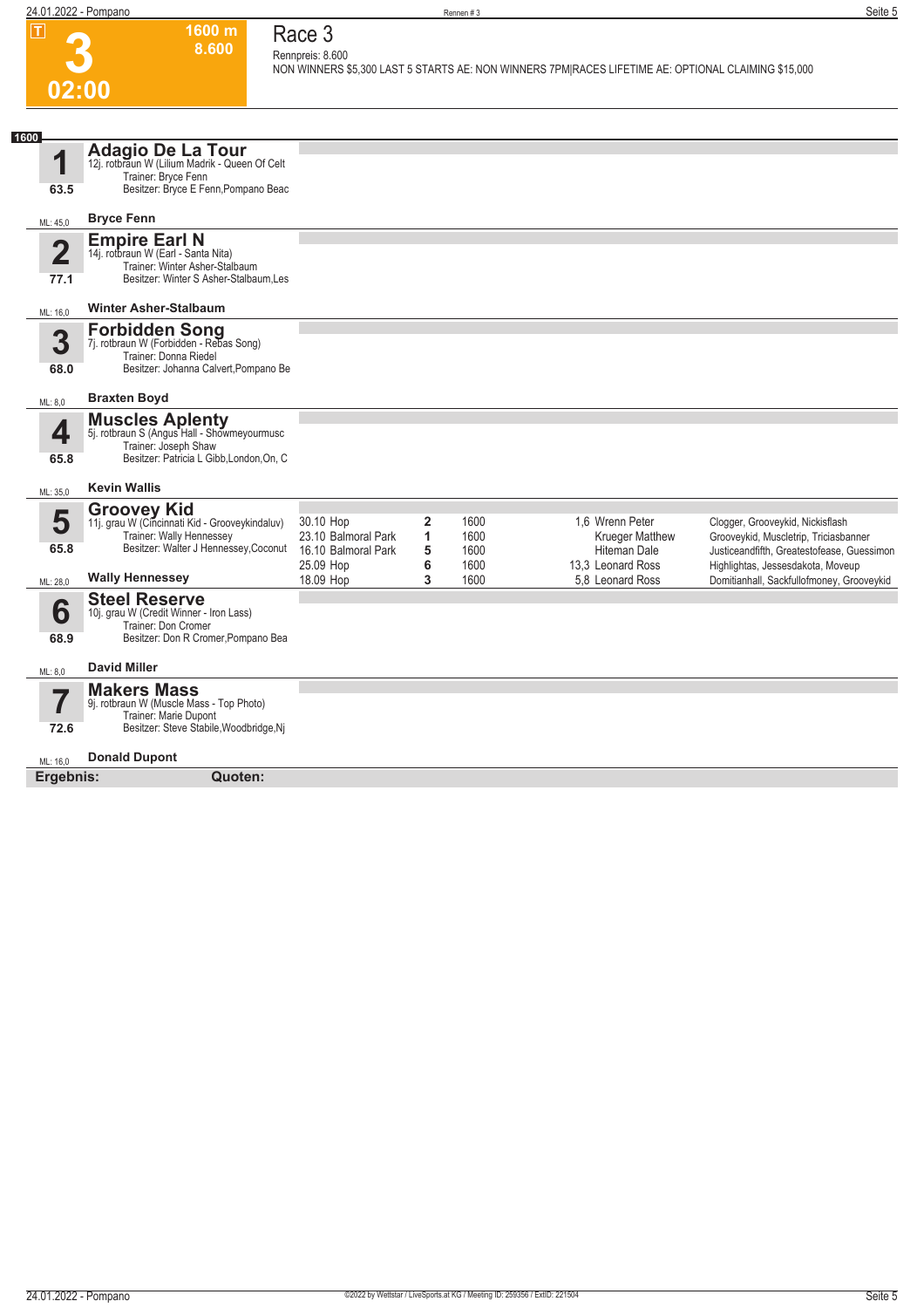**T** **3** 02:00 — 1600 m 8.600

# Race 3

Rennpreis: 8.600

NON WINNERS $5,300 LAST 5 STARTS AE: NON WINNERS 7PM|RACES LIFETIME AE: OPTIONAL CLAIMING $15,000

**1600**

## 1 Adagio De La Tour

12j. rotbraun W (Lilium Madrik - Queen Of Celt
Trainer: Bryce Fenn
Besitzer: Bryce E Fenn,Pompano Beac

63.5

ML: 45,0 — **Bryce Fenn**

## 2 Empire Earl N

14j. rotbraun W (Earl - Santa Nita)
Trainer: Winter Asher-Stalbaum
Besitzer: Winter S Asher-Stalbaum,Les

77.1

ML: 16,0 — **Winter Asher-Stalbaum**

## 3 Forbidden Song

7j. rotbraun W (Forbidden - Rebas Song)
Trainer: Donna Riedel
Besitzer: Johanna Calvert,Pompano Be

68.0

ML: 8,0 — **Braxten Boyd**

## 4 Muscles Aplenty

5j. rotbraun S (Angus Hall - Showmeyourmusc
Trainer: Joseph Shaw
Besitzer: Patricia L Gibb,London,On, C

65.8

ML: 35,0 — **Kevin Wallis**

## 5 Groovey Kid

11j. grau W (Cincinnati Kid - Grooveykindaluv)
Trainer: Wally Hennessey
Besitzer: Walter J Hennessey,Coconut

65.8

ML: 28,0 — **Wally Hennessey**

| Datum | Bahn | Platz | Distanz | Quote | Fahrer | Einlauf |
|---|---|---|---|---|---|---|
| 30.10 | Hop | 2 | 1600 | 1,6 | Wrenn Peter | Clogger, Grooveykid, Nickisflash |
| 23.10 | Balmoral Park | 1 | 1600 | | Krueger Matthew | Grooveykid, Muscletrip, Triciasbanner |
| 16.10 | Balmoral Park | 5 | 1600 | | Hiteman Dale | Justiceandfifth, Greatestofease, Guessimon |
| 25.09 | Hop | 6 | 1600 | 13,3 | Leonard Ross | Highlightas, Jessesdakota, Moveup |
| 18.09 | Hop | 3 | 1600 | 5,8 | Leonard Ross | Domitianhall, Sackfullofmoney, Grooveykid |

## 6 Steel Reserve

10j. grau W (Credit Winner - Iron Lass)
Trainer: Don Cromer
Besitzer: Don R Cromer,Pompano Bea

68.9

ML: 8,0 — **David Miller**

## 7 Makers Mass

9j. rotbraun W (Muscle Mass - Top Photo)
Trainer: Marie Dupont
Besitzer: Steve Stabile,Woodbridge,Nj

72.6

ML: 16,0 — **Donald Dupont**

**Ergebnis:** **Quoten:**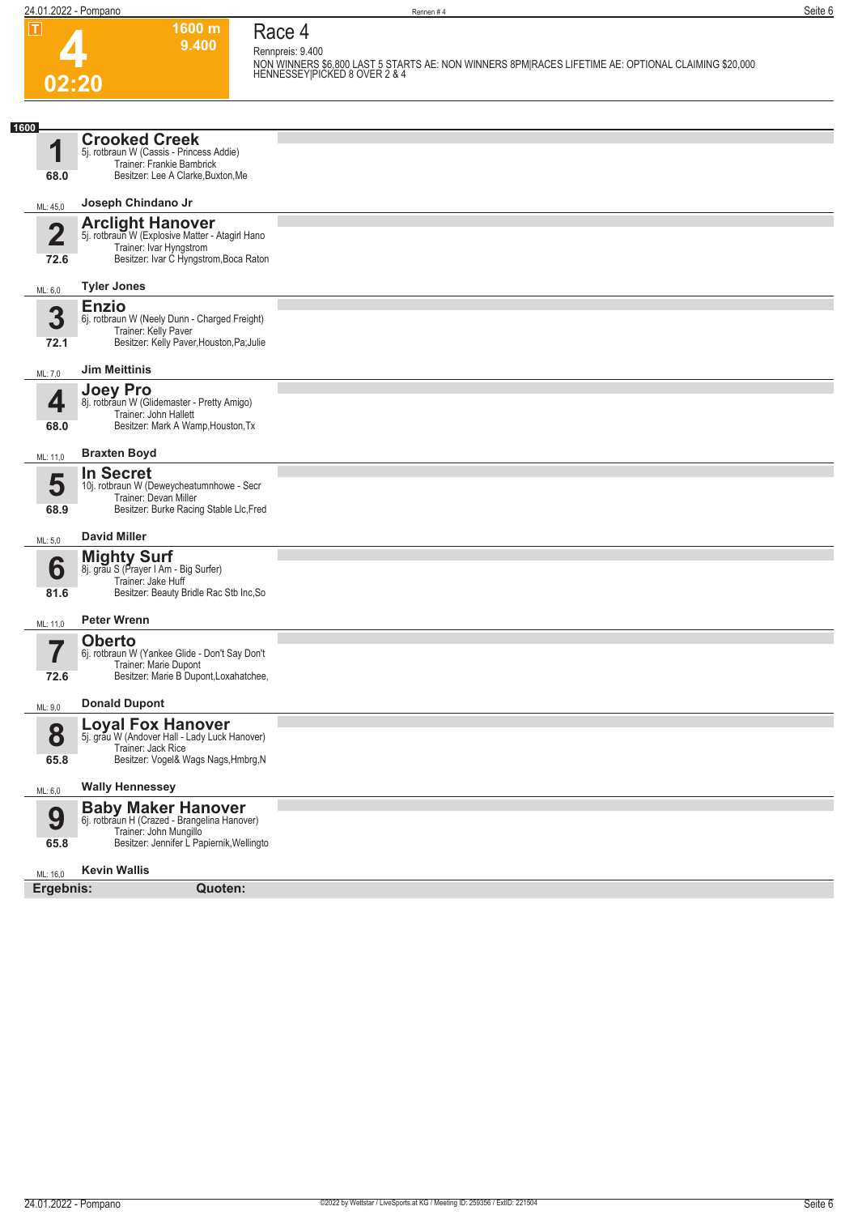# 4

**02:20**

**1600 m**
**9.400**

## Race 4

Rennpreis: 9.400

NON WINNERS $6,800 LAST 5 STARTS AE: NON WINNERS 8PM|RACES LIFETIME AE: OPTIONAL CLAIMING $20,000 HENNESSEY|PICKED 8 OVER 2 & 4

**1600**

| Nr. | Pferd | Gewicht | ML | Fahrer |
|---|---|---|---|---|
| 1 | **Crooked Creek** 5j. rotbraun W (Cassis - Princess Addie) Trainer: Frankie Bambrick Besitzer: Lee A Clarke,Buxton,Me | 68.0 | ML: 45,0 | Joseph Chindano Jr |
| 2 | **Arclight Hanover** 5j. rotbraun W (Explosive Matter - Atagirl Hano Trainer: Ivar Hyngstrom Besitzer: Ivar C Hyngstrom,Boca Raton | 72.6 | ML: 6,0 | Tyler Jones |
| 3 | **Enzio** 6j. rotbraun W (Neely Dunn - Charged Freight) Trainer: Kelly Paver Besitzer: Kelly Paver,Houston,Pa;Julie | 72.1 | ML: 7,0 | Jim Meittinis |
| 4 | **Joey Pro** 8j. rotbraun W (Glidemaster - Pretty Amigo) Trainer: John Hallett Besitzer: Mark A Wamp,Houston,Tx | 68.0 | ML: 11,0 | Braxten Boyd |
| 5 | **In Secret** 10j. rotbraun W (Deweycheatumnhowe - Secr Trainer: Devan Miller Besitzer: Burke Racing Stable Llc,Fred | 68.9 | ML: 5,0 | David Miller |
| 6 | **Mighty Surf** 8j. grau S (Prayer I Am - Big Surfer) Trainer: Jake Huff Besitzer: Beauty Bridle Rac Stb Inc,So | 81.6 | ML: 11,0 | Peter Wrenn |
| 7 | **Oberto** 6j. rotbraun W (Yankee Glide - Don't Say Don't Trainer: Marie Dupont Besitzer: Marie B Dupont,Loxahatchee, | 72.6 | ML: 9,0 | Donald Dupont |
| 8 | **Loyal Fox Hanover** 5j. grau W (Andover Hall - Lady Luck Hanover) Trainer: Jack Rice Besitzer: Vogel& Wags Nags,Hmbrg,N | 65.8 | ML: 6,0 | Wally Hennessey |
| 9 | **Baby Maker Hanover** 6j. rotbraun H (Crazed - Brangelina Hanover) Trainer: John Mungillo Besitzer: Jennifer L Papiernik,Wellingto | 65.8 | ML: 16,0 | Kevin Wallis |

**Ergebnis:** **Quoten:**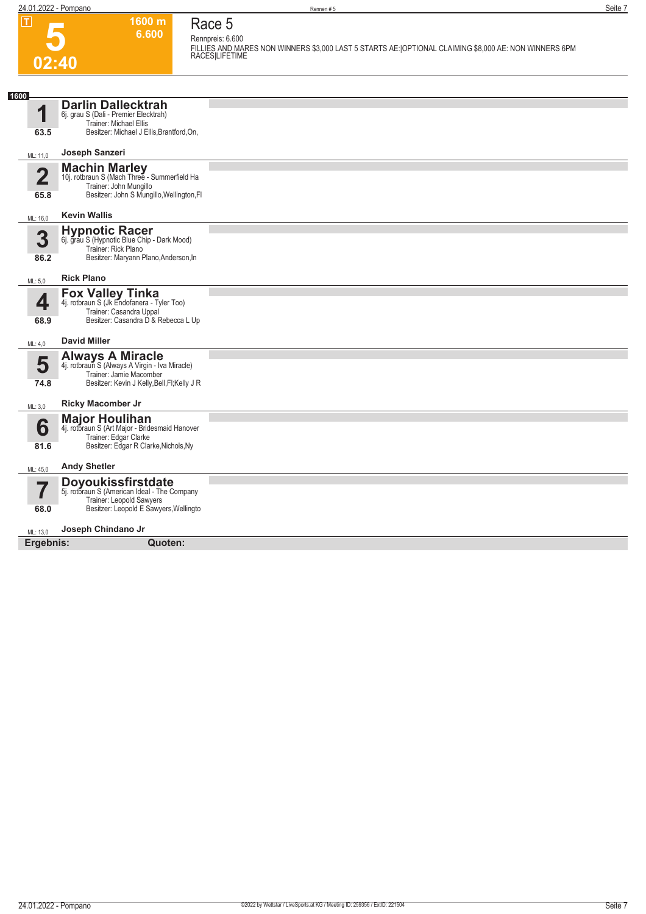# Race 5

**5** — 02:40 — 1600 m — 6.600

Rennpreis: 6.600

FILLIES AND MARES NON WINNERS $3,000 LAST 5 STARTS AE:|OPTIONAL CLAIMING $8,000 AE: NON WINNERS 6PM RACES|LIFETIME

**1600**

| Nr. | Pferd | ML |
|---|---|---|
| **1** (63.5) | **Darlin Dallecktrah**<br>6j. grau S (Dali - Premier Elecktrah)<br>Trainer: Michael Ellis<br>Besitzer: Michael J Ellis,Brantford,On,<br>**Joseph Sanzeri** | ML: 11,0 |
| **2** (65.8) | **Machin Marley**<br>10j. rotbraun S (Mach Three - Summerfield Ha<br>Trainer: John Mungillo<br>Besitzer: John S Mungillo,Wellington,Fl<br>**Kevin Wallis** | ML: 16,0 |
| **3** (86.2) | **Hypnotic Racer**<br>6j. grau S (Hypnotic Blue Chip - Dark Mood)<br>Trainer: Rick Plano<br>Besitzer: Maryann Plano,Anderson,In<br>**Rick Plano** | ML: 5,0 |
| **4** (68.9) | **Fox Valley Tinka**<br>4j. rotbraun S (Jk Endofanera - Tyler Too)<br>Trainer: Casandra Uppal<br>Besitzer: Casandra D & Rebecca L Up<br>**David Miller** | ML: 4,0 |
| **5** (74.8) | **Always A Miracle**<br>4j. rotbraun S (Always A Virgin - Iva Miracle)<br>Trainer: Jamie Macomber<br>Besitzer: Kevin J Kelly,Bell,Fl;Kelly J R<br>**Ricky Macomber Jr** | ML: 3,0 |
| **6** (81.6) | **Major Houlihan**<br>4j. rotbraun S (Art Major - Bridesmaid Hanover<br>Trainer: Edgar Clarke<br>Besitzer: Edgar R Clarke,Nichols,Ny<br>**Andy Shetler** | ML: 45,0 |
| **7** (68.0) | **Doyoukissfirstdate**<br>5j. rotbraun S (American Ideal - The Company<br>Trainer: Leopold Sawyers<br>Besitzer: Leopold E Sawyers,Wellingto<br>**Joseph Chindano Jr** | ML: 13,0 |

**Ergebnis:** **Quoten:**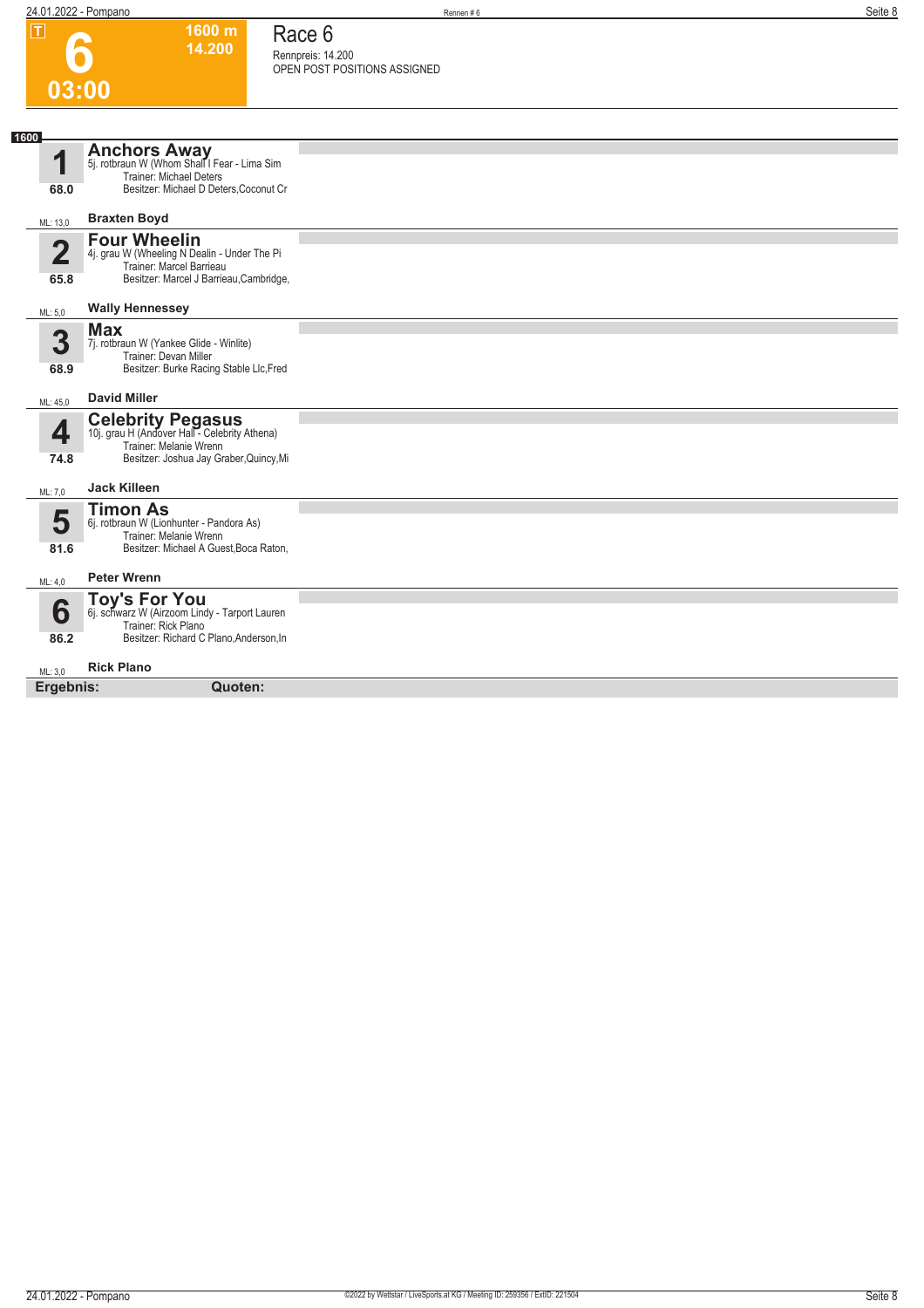# Race 6

**6** — 03:00 — 1600 m — 14.200

Rennpreis: 14.200
OPEN POST POSITIONS ASSIGNED

**1600**

## 1 Anchors Away
5j. rotbraun W (Whom Shall I Fear - Lima Sim
Trainer: Michael Deters
Besitzer: Michael D Deters,Coconut Cr
68.0
ML: 13,0 — **Braxten Boyd**

## 2 Four Wheelin
4j. grau W (Wheeling N Dealin - Under The Pi
Trainer: Marcel Barrieau
Besitzer: Marcel J Barrieau,Cambridge,
65.8
ML: 5,0 — **Wally Hennessey**

## 3 Max
7j. rotbraun W (Yankee Glide - Winlite)
Trainer: Devan Miller
Besitzer: Burke Racing Stable Llc,Fred
68.9
ML: 45,0 — **David Miller**

## 4 Celebrity Pegasus
10j. grau H (Andover Hall - Celebrity Athena)
Trainer: Melanie Wrenn
Besitzer: Joshua Jay Graber,Quincy,Mi
74.8
ML: 7,0 — **Jack Killeen**

## 5 Timon As
6j. rotbraun W (Lionhunter - Pandora As)
Trainer: Melanie Wrenn
Besitzer: Michael A Guest,Boca Raton,
81.6
ML: 4,0 — **Peter Wrenn**

## 6 Toy's For You
6j. schwarz W (Airzoom Lindy - Tarport Lauren
Trainer: Rick Plano
Besitzer: Richard C Plano,Anderson,In
86.2
ML: 3,0 — **Rick Plano**

**Ergebnis:** **Quoten:**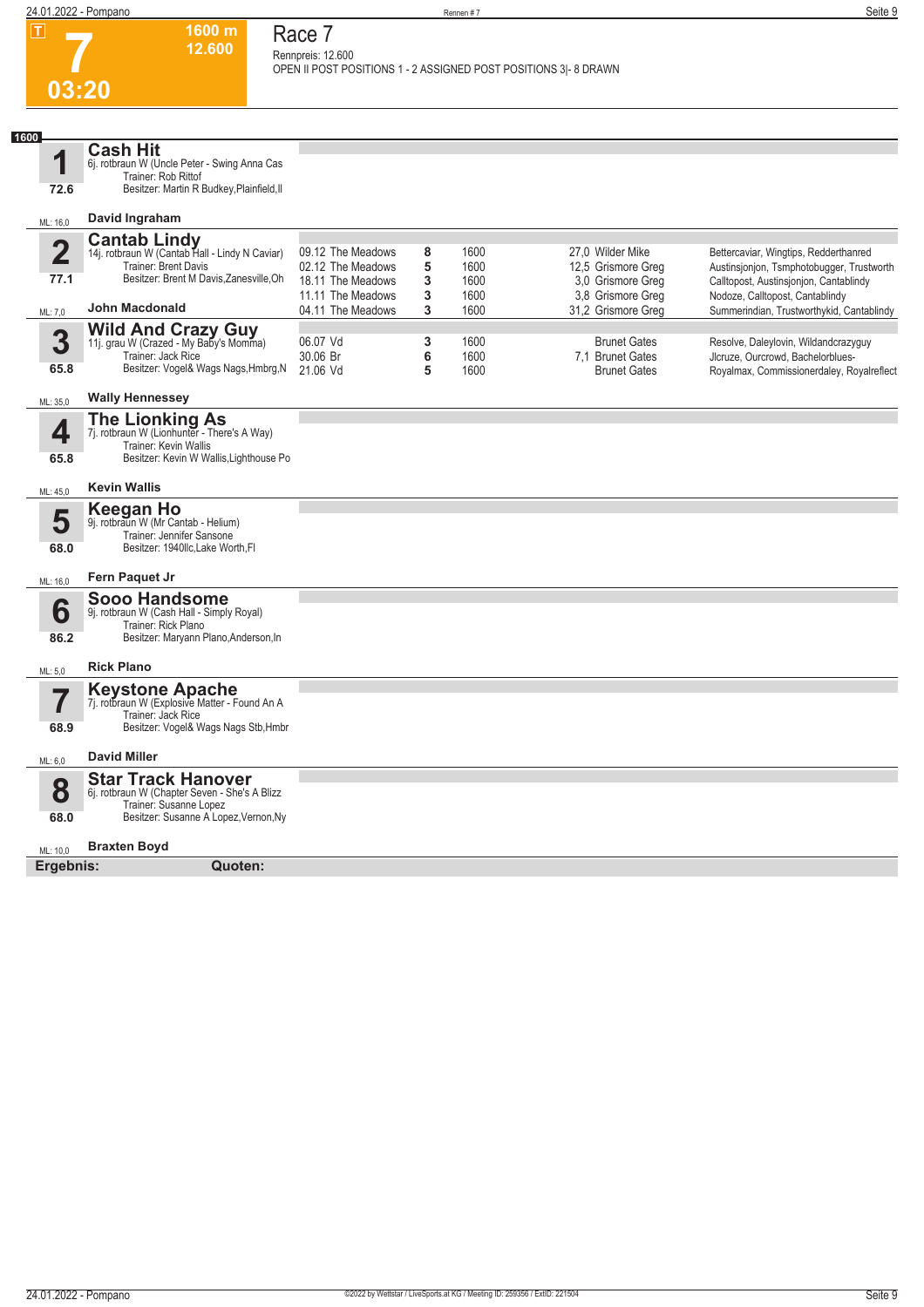# Race 7

**7** — 03:20 — 1600 m — 12.600

Rennpreis: 12.600

OPEN II POST POSITIONS 1 - 2 ASSIGNED POST POSITIONS 3|- 8 DRAWN

**1600**

## 1 Cash Hit

6j. rotbraun W (Uncle Peter - Swing Anna Cas
Trainer: Rob Rittof
Besitzer: Martin R Budkey,Plainfield,Il

72.6 — ML: 16,0 — **David Ingraham**

## 2 Cantab Lindy

14j. rotbraun W (Cantab Hall - Lindy N Caviar)
Trainer: Brent Davis
Besitzer: Brent M Davis,Zanesville,Oh

77.1 — ML: 7,0 — **John Macdonald**

| Datum | Bahn | Platz | Distanz | Quote | Fahrer | Einlauf |
|---|---|---|---|---|---|---|
| 09.12 | The Meadows | 8 | 1600 | 27,0 | Wilder Mike | Bettercaviar, Wingtips, Redderthanred |
| 02.12 | The Meadows | 5 | 1600 | 12,5 | Grismore Greg | Austinsjonjon, Tsmphotobugger, Trustworth |
| 18.11 | The Meadows | 3 | 1600 | 3,0 | Grismore Greg | Calltopost, Austinsjonjon, Cantablindy |
| 11.11 | The Meadows | 3 | 1600 | 3,8 | Grismore Greg | Nodoze, Calltopost, Cantablindy |
| 04.11 | The Meadows | 3 | 1600 | 31,2 | Grismore Greg | Summerindian, Trustworthykid, Cantablindy |

## 3 Wild And Crazy Guy

11j. grau W (Crazed - My Baby's Momma)
Trainer: Jack Rice
Besitzer: Vogel& Wags Nags,Hmbrg,N

65.8 — ML: 35,0 — **Wally Hennessey**

| Datum | Bahn | Platz | Distanz | Quote | Fahrer | Einlauf |
|---|---|---|---|---|---|---|
| 06.07 | Vd | 3 | 1600 | | Brunet Gates | Resolve, Daleylovin, Wildandcrazyguy |
| 30.06 | Br | 6 | 1600 | 7,1 | Brunet Gates | Jlcruze, Ourcrowd, Bachelorblues- |
| 21.06 | Vd | 5 | 1600 | | Brunet Gates | Royalmax, Commissionerdaley, Royalreflect |

## 4 The Lionking As

7j. rotbraun W (Lionhunter - There's A Way)
Trainer: Kevin Wallis
Besitzer: Kevin W Wallis,Lighthouse Po

65.8 — ML: 45,0 — **Kevin Wallis**

## 5 Keegan Ho

9j. rotbraun W (Mr Cantab - Helium)
Trainer: Jennifer Sansone
Besitzer: 1940llc,Lake Worth,Fl

68.0 — ML: 16,0 — **Fern Paquet Jr**

## 6 Sooo Handsome

9j. rotbraun W (Cash Hall - Simply Royal)
Trainer: Rick Plano
Besitzer: Maryann Plano,Anderson,In

86.2 — ML: 5,0 — **Rick Plano**

## 7 Keystone Apache

7j. rotbraun W (Explosive Matter - Found An A
Trainer: Jack Rice
Besitzer: Vogel& Wags Nags Stb,Hmbr

68.9 — ML: 6,0 — **David Miller**

## 8 Star Track Hanover

6j. rotbraun W (Chapter Seven - She's A Blizz
Trainer: Susanne Lopez
Besitzer: Susanne A Lopez,Vernon,Ny

68.0 — ML: 10,0 — **Braxten Boyd**

**Ergebnis:** **Quoten:**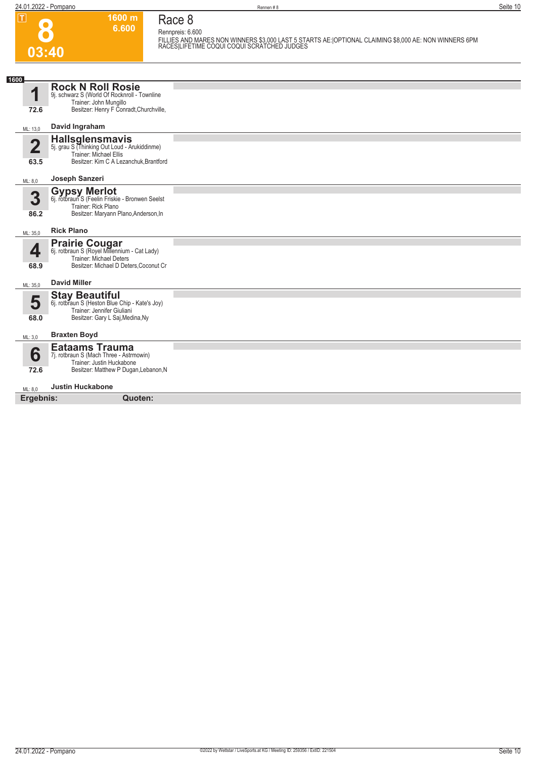**T**

# 8

**03:40**

**1600 m**
**6.600**

# Race 8

Rennpreis: 6.600

FILLIES AND MARES NON WINNERS $3,000 LAST 5 STARTS AE:|OPTIONAL CLAIMING $8,000 AE: NON WINNERS 6PM RACES|LIFETIME COQUI COQUI SCRATCHED JUDGES

**1600**

**1** **Rock N Roll Rosie**
9j. schwarz S (World Of Rocknroll - Townline
Trainer: John Mungillo
Besitzer: Henry F Conradt,Churchville,
72.6
ML: 13,0 **David Ingraham**

**2** **Hallsglensmavis**
5j. grau S (Thinking Out Loud - Arukiddinme)
Trainer: Michael Ellis
Besitzer: Kim C A Lezanchuk,Brantford
63.5
ML: 8,0 **Joseph Sanzeri**

**3** **Gypsy Merlot**
6j. rotbraun S (Feelin Friskie - Bronwen Seelst
Trainer: Rick Plano
Besitzer: Maryann Plano,Anderson,In
86.2
ML: 35,0 **Rick Plano**

**4** **Prairie Cougar**
6j. rotbraun S (Royel Millennium - Cat Lady)
Trainer: Michael Deters
Besitzer: Michael D Deters,Coconut Cr
68.9
ML: 35,0 **David Miller**

**5** **Stay Beautiful**
6j. rotbraun S (Heston Blue Chip - Kate's Joy)
Trainer: Jennifer Giuliani
Besitzer: Gary L Saj,Medina,Ny
68.0
ML: 3,0 **Braxten Boyd**

**6** **Eataams Trauma**
7j. rotbraun S (Mach Three - Astrmowin)
Trainer: Justin Huckabone
Besitzer: Matthew P Dugan,Lebanon,N
72.6
ML: 8,0 **Justin Huckabone**

**Ergebnis:** **Quoten:**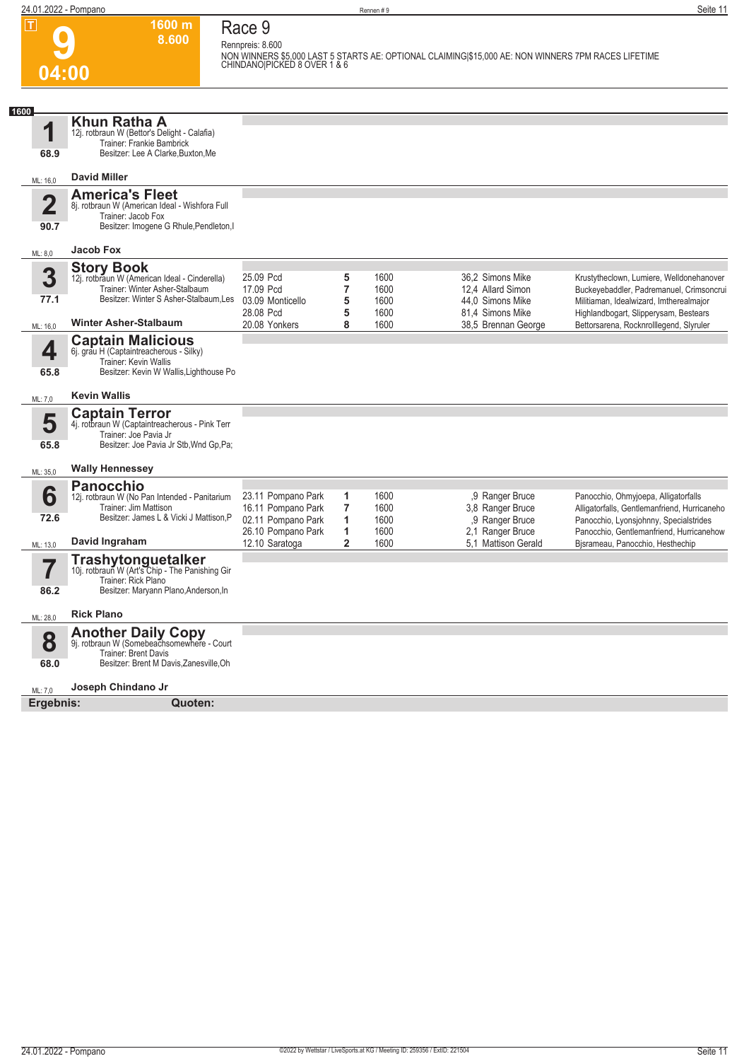# 9

**1600 m**
**8.600**

**04:00**

## Race 9

Rennpreis: 8.600

NON WINNERS $5,000 LAST 5 STARTS AE: OPTIONAL CLAIMING|$15,000 AE: NON WINNERS 7PM RACES LIFETIME CHINDANO|PICKED 8 OVER 1 & 6

**1600**

### 1 Khun Ratha A
12j. rotbraun W (Bettor's Delight - Calafia)
Trainer: Frankie Bambrick
Besitzer: Lee A Clarke,Buxton,Me
68.9
ML: 16,0
**David Miller**

### 2 America's Fleet
8j. rotbraun W (American Ideal - Wishfora Full
Trainer: Jacob Fox
Besitzer: Imogene G Rhule,Pendleton,I
90.7
ML: 8,0
**Jacob Fox**

### 3 Story Book
12j. rotbraun W (American Ideal - Cinderella)
Trainer: Winter Asher-Stalbaum
Besitzer: Winter S Asher-Stalbaum,Les
77.1
ML: 16,0
**Winter Asher-Stalbaum**

| Datum | Bahn | Platz | Distanz | Quote / Fahrer | Einlauf |
|---|---|---|---|---|---|
| 25.09 | Pcd | 5 | 1600 | 36,2 Simons Mike | Krustytheclown, Lumiere, Welldonehanover |
| 17.09 | Pcd | 7 | 1600 | 12,4 Allard Simon | Buckeyebaddler, Padremanuel, Crimsoncrui |
| 03.09 | Monticello | 5 | 1600 | 44,0 Simons Mike | Militiaman, Idealwizard, Imtherealmajor |
| 28.08 | Pcd | 5 | 1600 | 81,4 Simons Mike | Highlandbogart, Slipperysam, Bestears |
| 20.08 | Yonkers | 8 | 1600 | 38,5 Brennan George | Bettorsarena, Rocknrolllegend, Slyruler |

### 4 Captain Malicious
6j. grau H (Captaintreacherous - Silky)
Trainer: Kevin Wallis
Besitzer: Kevin W Wallis,Lighthouse Po
65.8
ML: 7,0
**Kevin Wallis**

### 5 Captain Terror
4j. rotbraun W (Captaintreacherous - Pink Terr
Trainer: Joe Pavia Jr
Besitzer: Joe Pavia Jr Stb,Wnd Gp,Pa;
65.8
ML: 35,0
**Wally Hennessey**

### 6 Panocchio
12j. rotbraun W (No Pan Intended - Panitarium
Trainer: Jim Mattison
Besitzer: James L & Vicki J Mattison,P
72.6
ML: 13,0
**David Ingraham**

| Datum | Bahn | Platz | Distanz | Quote / Fahrer | Einlauf |
|---|---|---|---|---|---|
| 23.11 | Pompano Park | 1 | 1600 | ,9 Ranger Bruce | Panocchio, Ohmyjoepa, Alligatorfalls |
| 16.11 | Pompano Park | 7 | 1600 | 3,8 Ranger Bruce | Alligatorfalls, Gentlemanfriend, Hurricaneho |
| 02.11 | Pompano Park | 1 | 1600 | ,9 Ranger Bruce | Panocchio, Lyonsjohnny, Specialstrides |
| 26.10 | Pompano Park | 1 | 1600 | 2,1 Ranger Bruce | Panocchio, Gentlemanfriend, Hurricanehow |
| 12.10 | Saratoga | 2 | 1600 | 5,1 Mattison Gerald | Bjsrameau, Panocchio, Hesthechip |

### 7 Trashytonguetalker
10j. rotbraun W (Art's Chip - The Panishing Gir
Trainer: Rick Plano
Besitzer: Maryann Plano,Anderson,In
86.2
ML: 28,0
**Rick Plano**

### 8 Another Daily Copy
9j. rotbraun W (Somebeachsomewhere - Court
Trainer: Brent Davis
Besitzer: Brent M Davis,Zanesville,Oh
68.0
ML: 7,0
**Joseph Chindano Jr**

**Ergebnis:** **Quoten:**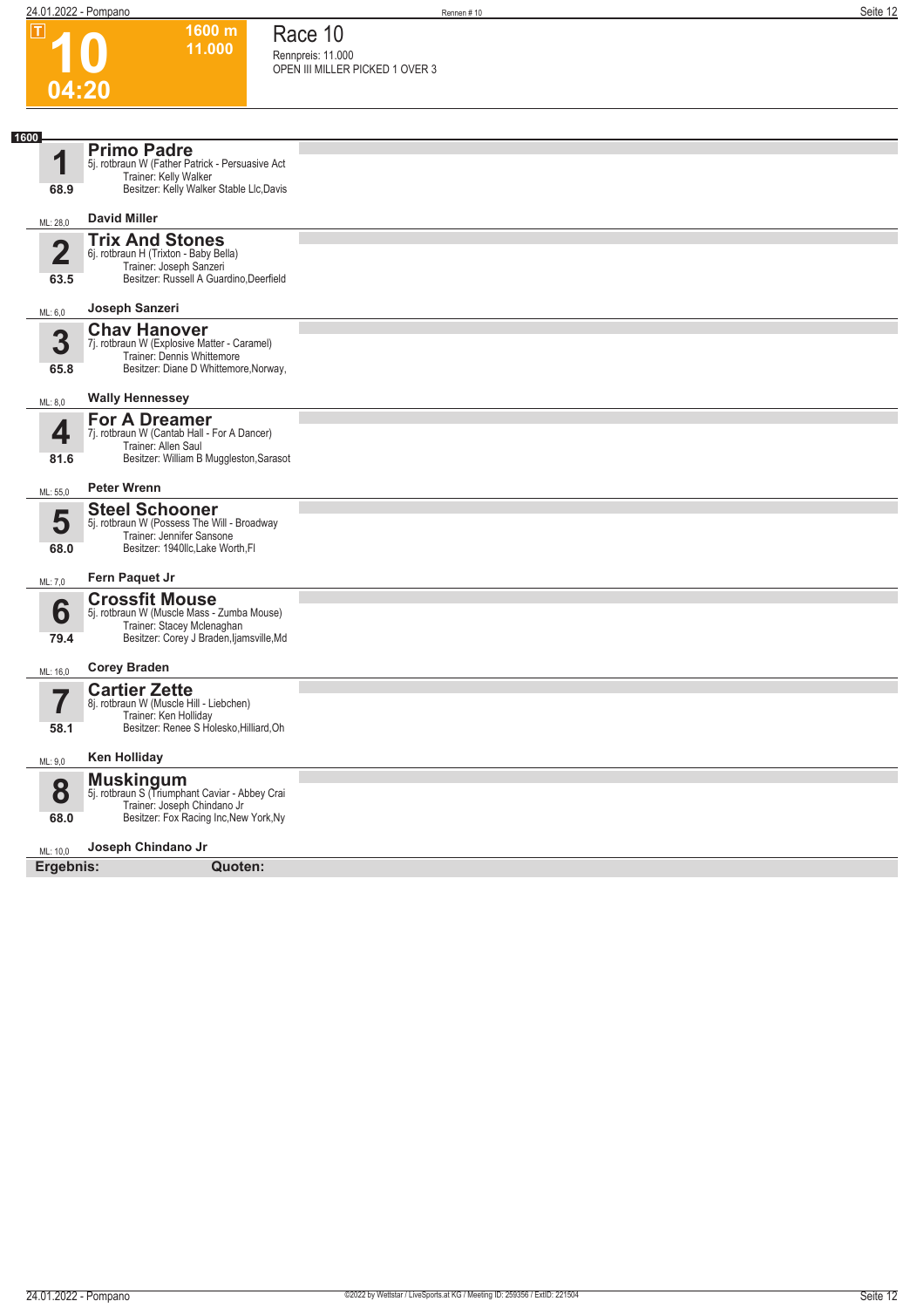# Race 10

**10** — 04:20 — 1600 m — 11.000

Rennpreis: 11.000
OPEN III MILLER PICKED 1 OVER 3

**1600**

| Nr. | Pferd | Details | Fahrer | ML |
|---|---|---|---|---|
| 1 (68.9) | **Primo Padre** | 5j. rotbraun W (Father Patrick - Persuasive Act; Trainer: Kelly Walker; Besitzer: Kelly Walker Stable Llc,Davis | David Miller | 28,0 |
| 2 (63.5) | **Trix And Stones** | 6j. rotbraun H (Trixton - Baby Bella); Trainer: Joseph Sanzeri; Besitzer: Russell A Guardino,Deerfield | Joseph Sanzeri | 6,0 |
| 3 (65.8) | **Chav Hanover** | 7j. rotbraun W (Explosive Matter - Caramel); Trainer: Dennis Whittemore; Besitzer: Diane D Whittemore,Norway, | Wally Hennessey | 8,0 |
| 4 (81.6) | **For A Dreamer** | 7j. rotbraun W (Cantab Hall - For A Dancer); Trainer: Allen Saul; Besitzer: William B Muggleston,Sarasot | Peter Wrenn | 55,0 |
| 5 (68.0) | **Steel Schooner** | 5j. rotbraun W (Possess The Will - Broadway; Trainer: Jennifer Sansone; Besitzer: 1940llc,Lake Worth,Fl | Fern Paquet Jr | 7,0 |
| 6 (79.4) | **Crossfit Mouse** | 5j. rotbraun W (Muscle Mass - Zumba Mouse); Trainer: Stacey Mclenaghan; Besitzer: Corey J Braden,Ijamsville,Md | Corey Braden | 16,0 |
| 7 (58.1) | **Cartier Zette** | 8j. rotbraun W (Muscle Hill - Liebchen); Trainer: Ken Holliday; Besitzer: Renee S Holesko,Hilliard,Oh | Ken Holliday | 9,0 |
| 8 (68.0) | **Muskingum** | 5j. rotbraun S (Triumphant Caviar - Abbey Crai; Trainer: Joseph Chindano Jr; Besitzer: Fox Racing Inc,New York,Ny | Joseph Chindano Jr | 10,0 |

**Ergebnis:** **Quoten:**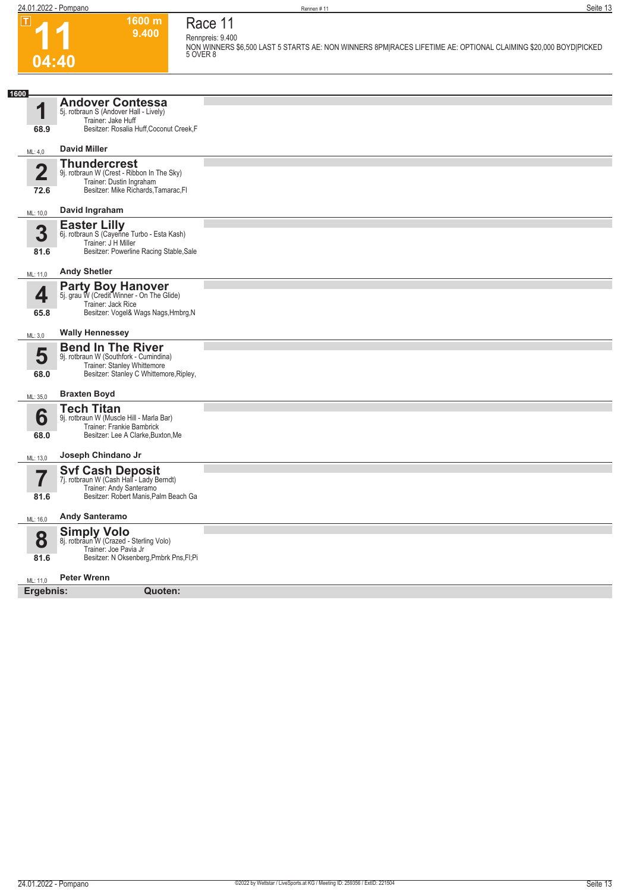# 11

**1600 m**
**9.400**

**04:40**

## Race 11

Rennpreis: 9.400

NON WINNERS $6,500 LAST 5 STARTS AE: NON WINNERS 8PM|RACES LIFETIME AE: OPTIONAL CLAIMING $20,000 BOYD|PICKED 5 OVER 8

**1600**

**1** **Andover Contessa**
5j. rotbraun S (Andover Hall - Lively)
Trainer: Jake Huff
Besitzer: Rosalia Huff,Coconut Creek,F
68.9
ML: 4,0 — **David Miller**

**2** **Thundercrest**
9j. rotbraun W (Crest - Ribbon In The Sky)
Trainer: Dustin Ingraham
Besitzer: Mike Richards,Tamarac,Fl
72.6
ML: 10,0 — **David Ingraham**

**3** **Easter Lilly**
6j. rotbraun S (Cayenne Turbo - Esta Kash)
Trainer: J H Miller
Besitzer: Powerline Racing Stable,Sale
81.6
ML: 11,0 — **Andy Shetler**

**4** **Party Boy Hanover**
5j. grau W (Credit Winner - On The Glide)
Trainer: Jack Rice
Besitzer: Vogel& Wags Nags,Hmbrg,N
65.8
ML: 3,0 — **Wally Hennessey**

**5** **Bend In The River**
9j. rotbraun W (Southfork - Cumindina)
Trainer: Stanley Whittemore
Besitzer: Stanley C Whittemore,Ripley,
68.0
ML: 35,0 — **Braxten Boyd**

**6** **Tech Titan**
9j. rotbraun W (Muscle Hill - Marla Bar)
Trainer: Frankie Bambrick
Besitzer: Lee A Clarke,Buxton,Me
68.0
ML: 13,0 — **Joseph Chindano Jr**

**7** **Svf Cash Deposit**
7j. rotbraun W (Cash Hall - Lady Berndt)
Trainer: Andy Santeramo
Besitzer: Robert Manis,Palm Beach Ga
81.6
ML: 16,0 — **Andy Santeramo**

**8** **Simply Volo**
8j. rotbraun W (Crazed - Sterling Volo)
Trainer: Joe Pavia Jr
Besitzer: N Oksenberg,Pmbrk Pns,Fl;Pi
81.6
ML: 11,0 — **Peter Wrenn**

**Ergebnis:** **Quoten:**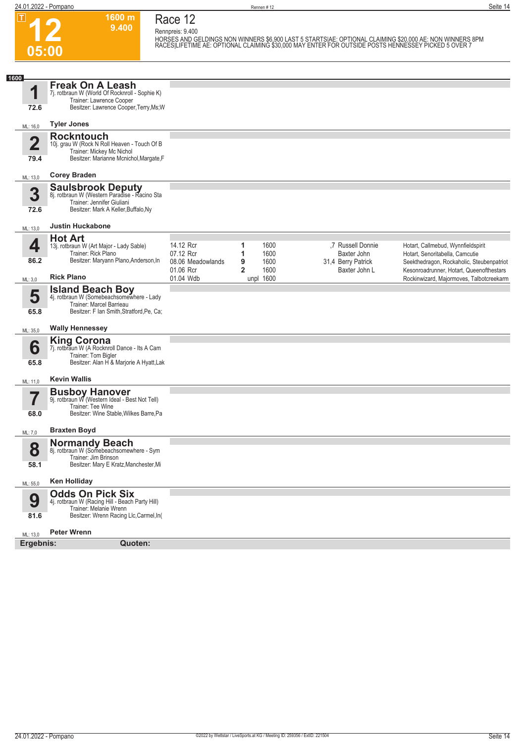# 12

**1600 m**
**9.400**

**05:00**

## Race 12

Rennpreis: 9.400

HORSES AND GELDINGS NON WINNERS $6,900 LAST 5 STARTS|AE: OPTIONAL CLAIMING $20,000 AE: NON WINNERS 8PM RACES|LIFETIME AE: OPTIONAL CLAIMING $30,000 MAY ENTER FOR OUTSIDE POSTS HENNESSEY PICKED 5 OVER 7

**1600**

### 1 Freak On A Leash
7j. rotbraun W (World Of Rocknroll - Sophie K)
Trainer: Lawrence Cooper
Besitzer: Lawrence Cooper,Terry,Ms;W
72.6
ML: 16,0 — **Tyler Jones**

### 2 Rocknтouch
10j. grau W (Rock N Roll Heaven - Touch Of B
Trainer: Mickey Mc Nichol
Besitzer: Marianne Mcnichol,Margate,F
79.4
ML: 13,0 — **Corey Braden**

### 3 Saulsbrook Deputy
8j. rotbraun W (Western Paradise - Racino Sta
Trainer: Jennifer Giuliani
Besitzer: Mark A Keller,Buffalo,Ny
72.6
ML: 13,0 — **Justin Huckabone**

### 4 Hot Art
13j. rotbraun W (Art Major - Lady Sable)
Trainer: Rick Plano
Besitzer: Maryann Plano,Anderson,In
86.2
ML: 3,0 — **Rick Plano**

| | | | | | |
|---|---|---|---|---|---|
| 14.12 Rcr | 1 | 1600 | ,7 | Russell Donnie | Hotart, Callmebud, Wynnfieldspirit |
| 07.12 Rcr | 1 | 1600 | | Baxter John | Hotart, Senoritabella, Camcutie |
| 08.06 Meadowlands | 9 | 1600 | 31,4 | Berry Patrick | Seekthedragon, Rockaholic, Steubenpatriot |
| 01.06 Rcr | 2 | 1600 | | Baxter John L | Kesonroadrunner, Hotart, Queenofthestars |
| 01.04 Wdb | unpl | 1600 | | | Rockinwizard, Majormoves, Talbotcreekarm |

### 5 Island Beach Boy
4j. rotbraun W (Somebeachsomewhere - Lady
Trainer: Marcel Barrieau
Besitzer: F Ian Smith,Stratford,Pe, Ca;
65.8
ML: 35,0 — **Wally Hennessey**

### 6 King Corona
7j. rotbraun W (A Rocknroll Dance - Its A Cam
Trainer: Tom Bigler
Besitzer: Alan H & Marjorie A Hyatt,Lak
65.8
ML: 11,0 — **Kevin Wallis**

### 7 Busboy Hanover
9j. rotbraun W (Western Ideal - Best Not Tell)
Trainer: Tee Wine
Besitzer: Wine Stable,Wilkes Barre,Pa
68.0
ML: 7,0 — **Braxten Boyd**

### 8 Normandy Beach
8j. rotbraun W (Somebeachsomewhere - Sym
Trainer: Jim Brinson
Besitzer: Mary E Kratz,Manchester,Mi
58.1
ML: 55,0 — **Ken Holliday**

### 9 Odds On Pick Six
4j. rotbraun W (Racing Hill - Beach Party Hill)
Trainer: Melanie Wrenn
Besitzer: Wrenn Racing Llc,Carmel,In(
81.6
ML: 13,0 — **Peter Wrenn**

**Ergebnis:** **Quoten:**